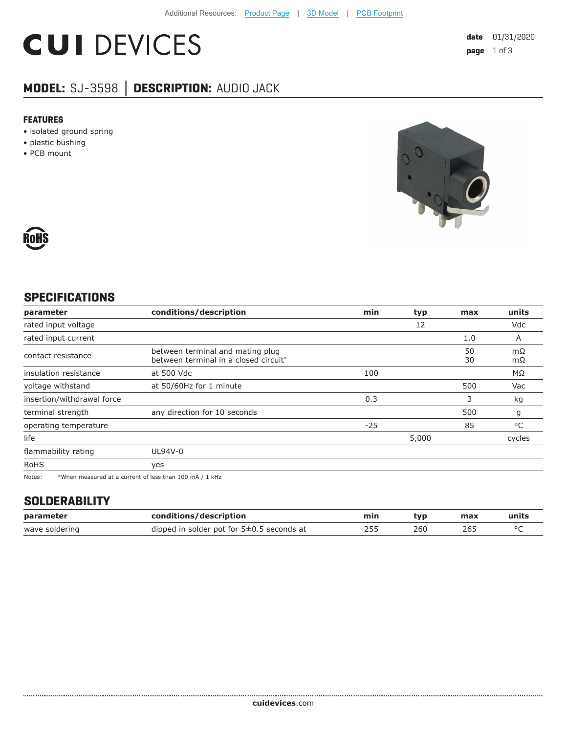Additional Resources: Product Page | 3D Model | PCB Footprint

# CUI DEVICES

date 01/31/2020

## MODEL: SJ-3598 │ DESCRIPTION: AUDIO JACK

### FEATURES

- isolated ground spring
- plastic bushing
- PCB mount

RoHS

## SPECIFICATIONS

| parameter | conditions/description | min | typ | max | units |
|---|---|---|---|---|---|
| rated input voltage | | | 12 | | Vdc |
| rated input current | | | | 1.0 | A |
| contact resistance | between terminal and mating plug<br>between terminal in a closed circuit* | | | 50<br>30 | mΩ<br>mΩ |
| insulation resistance | at 500 Vdc | 100 | | | MΩ |
| voltage withstand | at 50/60Hz for 1 minute | | | 500 | Vac |
| insertion/withdrawal force | | 0.3 | | 3 | kg |
| terminal strength | any direction for 10 seconds | | | 500 | g |
| operating temperature | | -25 | | 85 | °C |
| life | | | 5,000 | | cycles |
| flammability rating | UL94V-0 | | | | |
| RoHS | yes | | | | |

Notes: *When measured at a current of less than 100 mA / 1 kHz

## SOLDERABILITY

| parameter | conditions/description | min | typ | max | units |
|---|---|---|---|---|---|
| wave soldering | dipped in solder pot for 5±0.5 seconds at | 255 | 260 | 265 | °C |

cuidevices.com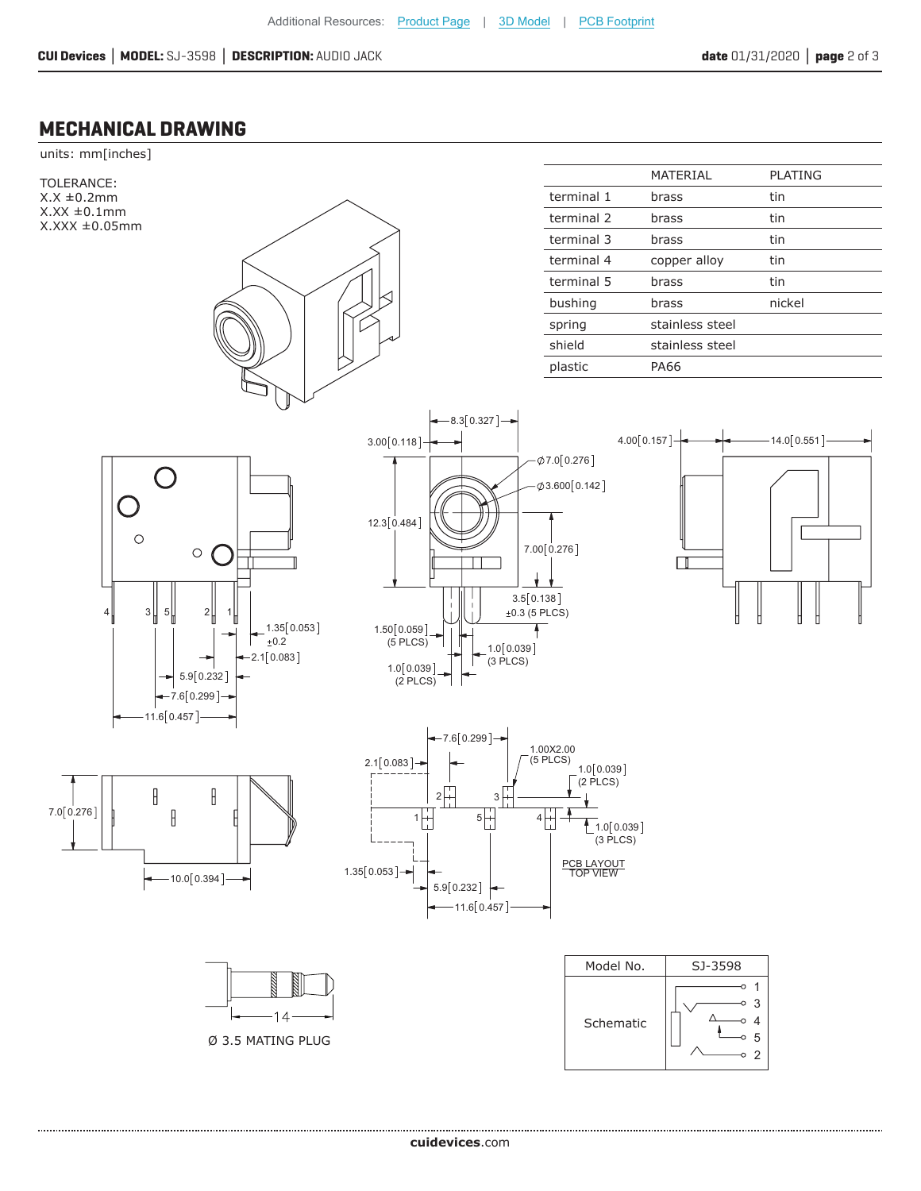## MECHANICAL DRAWING

units: mm[inches]

TOLERANCE:
X.X ±0.2mm
X.XX ±0.1mm
X.XXX ±0.05mm

| | MATERIAL | PLATING |
|---|---|---|
| terminal 1 | brass | tin |
| terminal 2 | brass | tin |
| terminal 3 | brass | tin |
| terminal 4 | copper alloy | tin |
| terminal 5 | brass | tin |
| bushing | brass | nickel |
| spring | stainless steel | |
| shield | stainless steel | |
| plastic | PA66 | |

8.3[0.327]
3.00[0.118]
Ø7.0[0.276]
Ø3.600[0.142]
12.3[0.484]
7.00[0.276]
3.5[0.138] ±0.3 (5 PLCS)
1.50[0.059] (5 PLCS)
1.0[0.039] (3 PLCS)
1.0[0.039] (2 PLCS)

4.00[0.157]
14.0[0.551]

4 3 5 2 1
1.35[0.053] ±0.2
2.1[0.083]
5.9[0.232]
7.6[0.299]
11.6[0.457]

7.0[0.276]
10.0[0.394]

7.6[0.299]
2.1[0.083]
1.00X2.00 (5 PLCS)
1.0[0.039] (2 PLCS)
1.0[0.039] (3 PLCS)
1.35[0.053]
5.9[0.232]
11.6[0.457]

PCB LAYOUT
TOP VIEW

14

Ø 3.5 MATING PLUG

| Model No. | SJ-3598 |
|---|---|
| Schematic | 1, 3, 4, 5, 2 |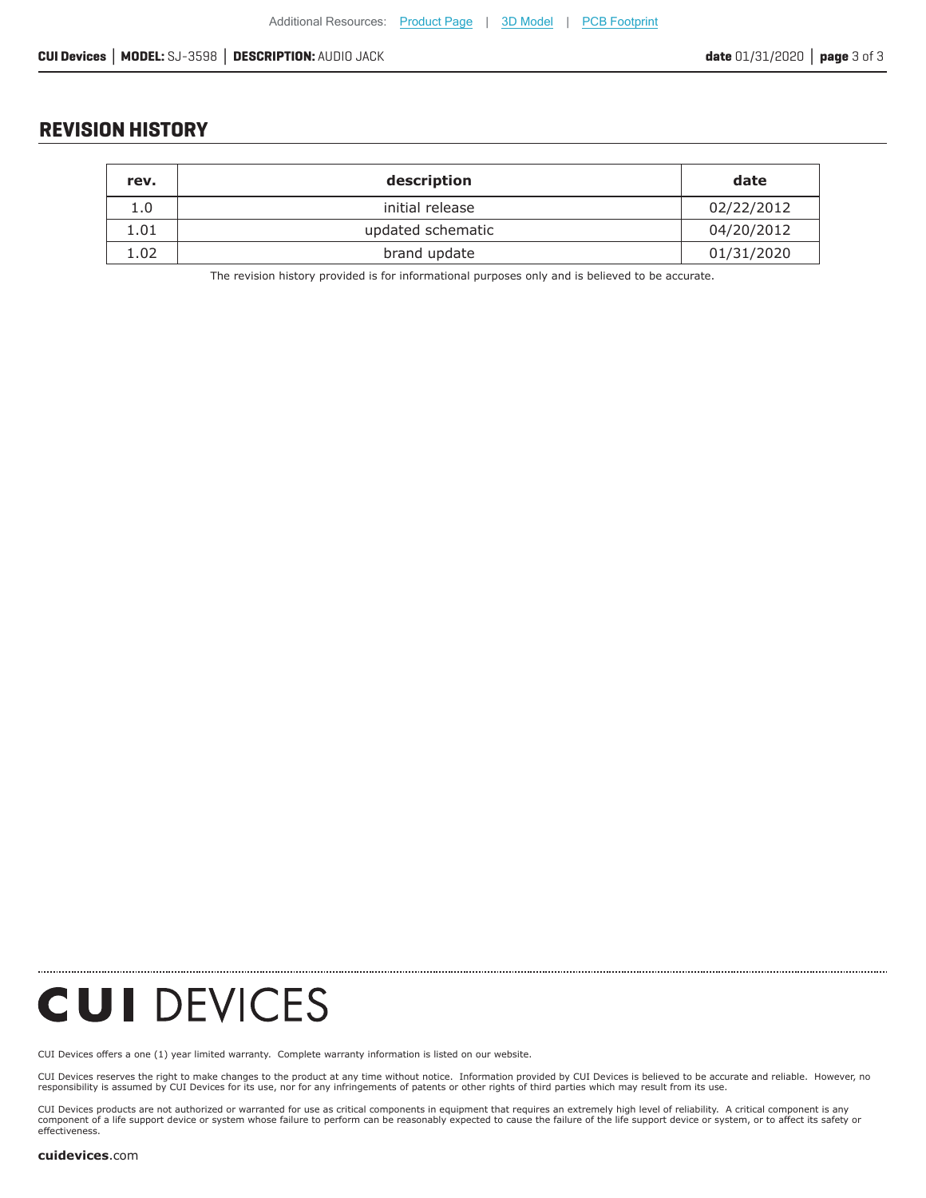## REVISION HISTORY

| rev. | description | date |
|---|---|---|
| 1.0 | initial release | 02/22/2012 |
| 1.01 | updated schematic | 04/20/2012 |
| 1.02 | brand update | 01/31/2020 |

The revision history provided is for informational purposes only and is believed to be accurate.

**CUI** DEVICES

CUI Devices offers a one (1) year limited warranty. Complete warranty information is listed on our website.

CUI Devices reserves the right to make changes to the product at any time without notice. Information provided by CUI Devices is believed to be accurate and reliable. However, no responsibility is assumed by CUI Devices for its use, nor for any infringements of patents or other rights of third parties which may result from its use.

CUI Devices products are not authorized or warranted for use as critical components in equipment that requires an extremely high level of reliability. A critical component is any component of a life support device or system whose failure to perform can be reasonably expected to cause the failure of the life support device or system, or to affect its safety or effectiveness.

**cuidevices**.com